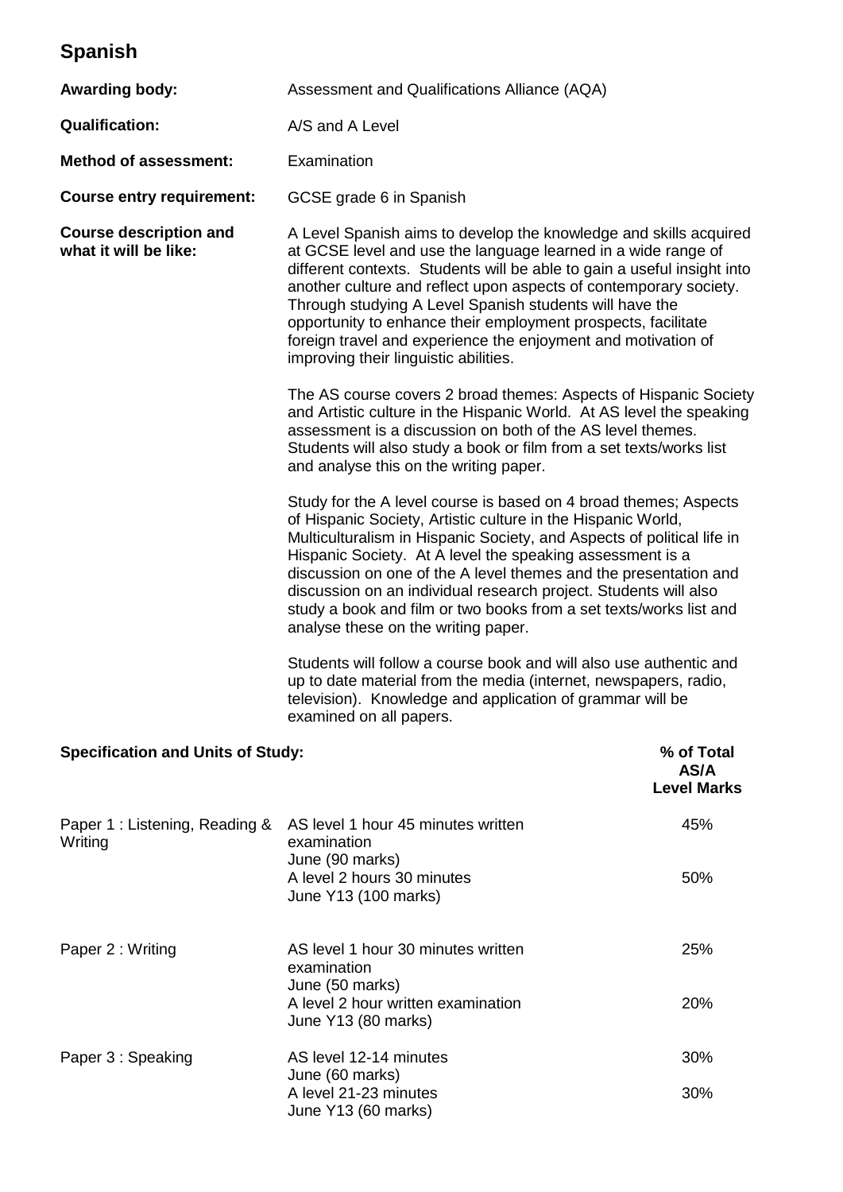# Spanish

**Awarding body:** Assessment and Qualifications Alliance (AQA)

**Qualification:** A/S and A Level

**Method of assessment:** Examination

**Course entry requirement:** GCSE grade 6 in Spanish

**Course description and what it will be like:**

A Level Spanish aims to develop the knowledge and skills acquired at GCSE level and use the language learned in a wide range of different contexts. Students will be able to gain a useful insight into another culture and reflect upon aspects of contemporary society. Through studying A Level Spanish students will have the opportunity to enhance their employment prospects, facilitate foreign travel and experience the enjoyment and motivation of improving their linguistic abilities.

The AS course covers 2 broad themes: Aspects of Hispanic Society and Artistic culture in the Hispanic World. At AS level the speaking assessment is a discussion on both of the AS level themes. Students will also study a book or film from a set texts/works list and analyse this on the writing paper.

Study for the A level course is based on 4 broad themes; Aspects of Hispanic Society, Artistic culture in the Hispanic World, Multiculturalism in Hispanic Society, and Aspects of political life in Hispanic Society. At A level the speaking assessment is a discussion on one of the A level themes and the presentation and discussion on an individual research project. Students will also study a book and film or two books from a set texts/works list and analyse these on the writing paper.

Students will follow a course book and will also use authentic and up to date material from the media (internet, newspapers, radio, television). Knowledge and application of grammar will be examined on all papers.

**Specification and Units of Study:**

| | | % of Total AS/A Level Marks |
|---|---|---|
| Paper 1 : Listening, Reading & Writing | AS level 1 hour 45 minutes written examination June (90 marks) | 45% |
| | A level 2 hours 30 minutes June Y13 (100 marks) | 50% |
| Paper 2 : Writing | AS level 1 hour 30 minutes written examination June (50 marks) | 25% |
| | A level 2 hour written examination June Y13 (80 marks) | 20% |
| Paper 3 : Speaking | AS level 12-14 minutes June (60 marks) | 30% |
| | A level 21-23 minutes June Y13 (60 marks) | 30% |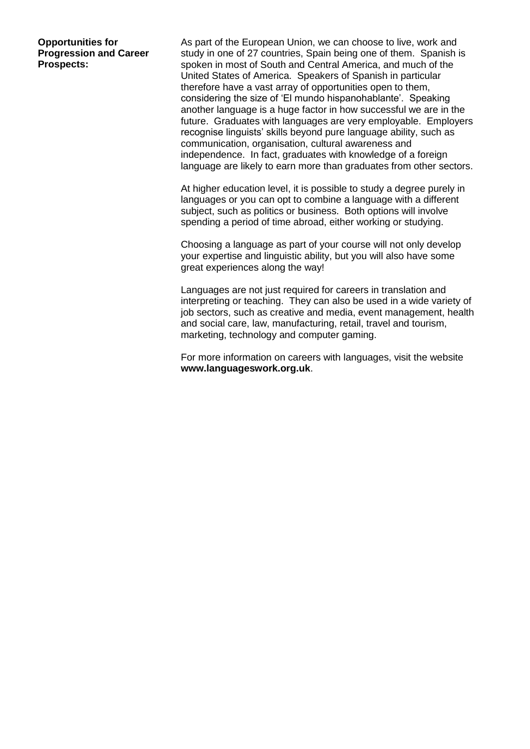**Opportunities for Progression and Career Prospects:**

As part of the European Union, we can choose to live, work and study in one of 27 countries, Spain being one of them. Spanish is spoken in most of South and Central America, and much of the United States of America. Speakers of Spanish in particular therefore have a vast array of opportunities open to them, considering the size of 'El mundo hispanohablante'. Speaking another language is a huge factor in how successful we are in the future. Graduates with languages are very employable. Employers recognise linguists' skills beyond pure language ability, such as communication, organisation, cultural awareness and independence. In fact, graduates with knowledge of a foreign language are likely to earn more than graduates from other sectors.

At higher education level, it is possible to study a degree purely in languages or you can opt to combine a language with a different subject, such as politics or business. Both options will involve spending a period of time abroad, either working or studying.

Choosing a language as part of your course will not only develop your expertise and linguistic ability, but you will also have some great experiences along the way!

Languages are not just required for careers in translation and interpreting or teaching. They can also be used in a wide variety of job sectors, such as creative and media, event management, health and social care, law, manufacturing, retail, travel and tourism, marketing, technology and computer gaming.

For more information on careers with languages, visit the website **www.languageswork.org.uk**.